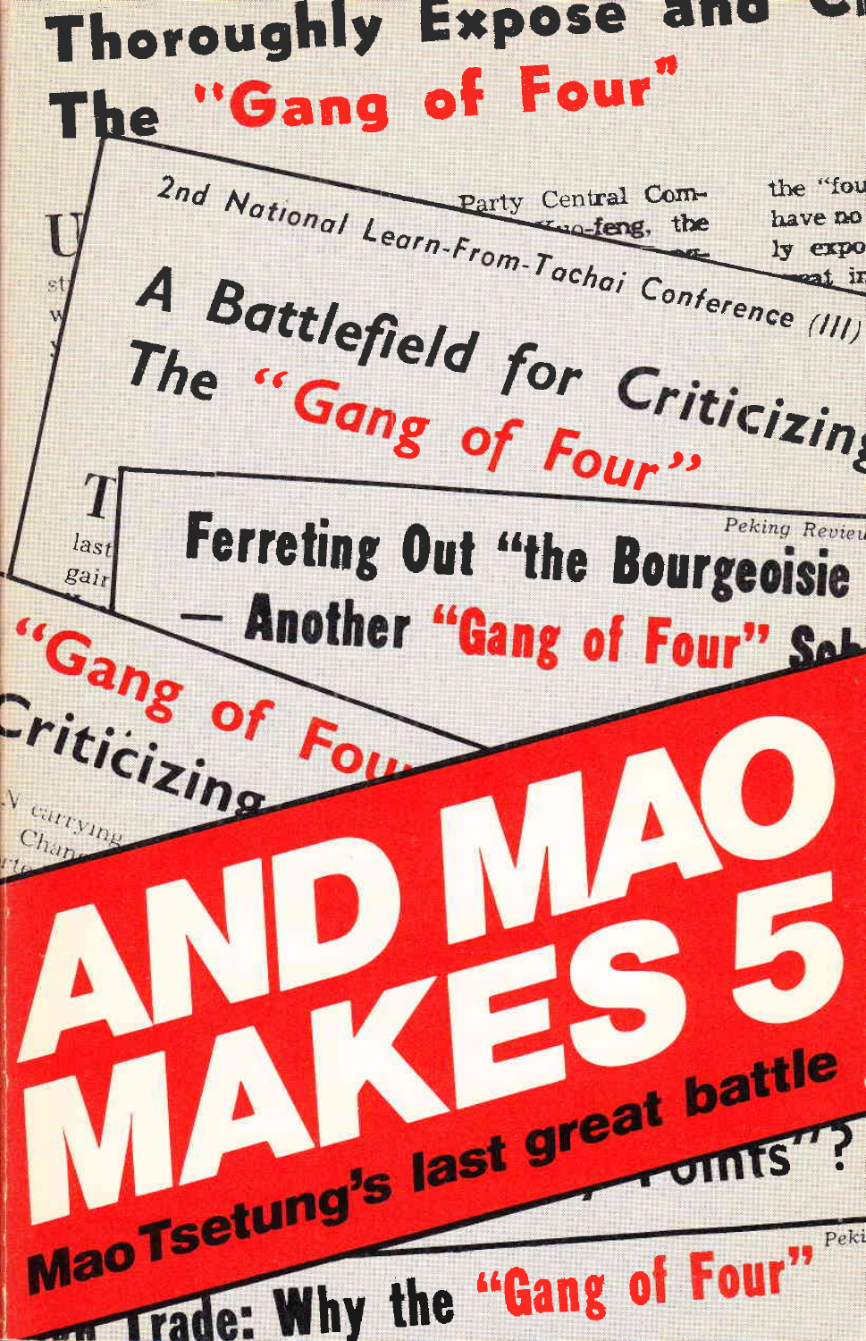# AND MAO MAKES 5

## Mao Tsetung's last great battle

Thoroughly Expose and C

The "Gang of Four"

2nd National Learn-From-Tachai Conference (III)

A Battlefield for Criticizing The "Gang of Four"

Ferreting Out "the Bourgeoisie — Another "Gang of Four" Sch

"Gang of Fou Criticizing

Trade: Why the "Gang of Four"

Peking Review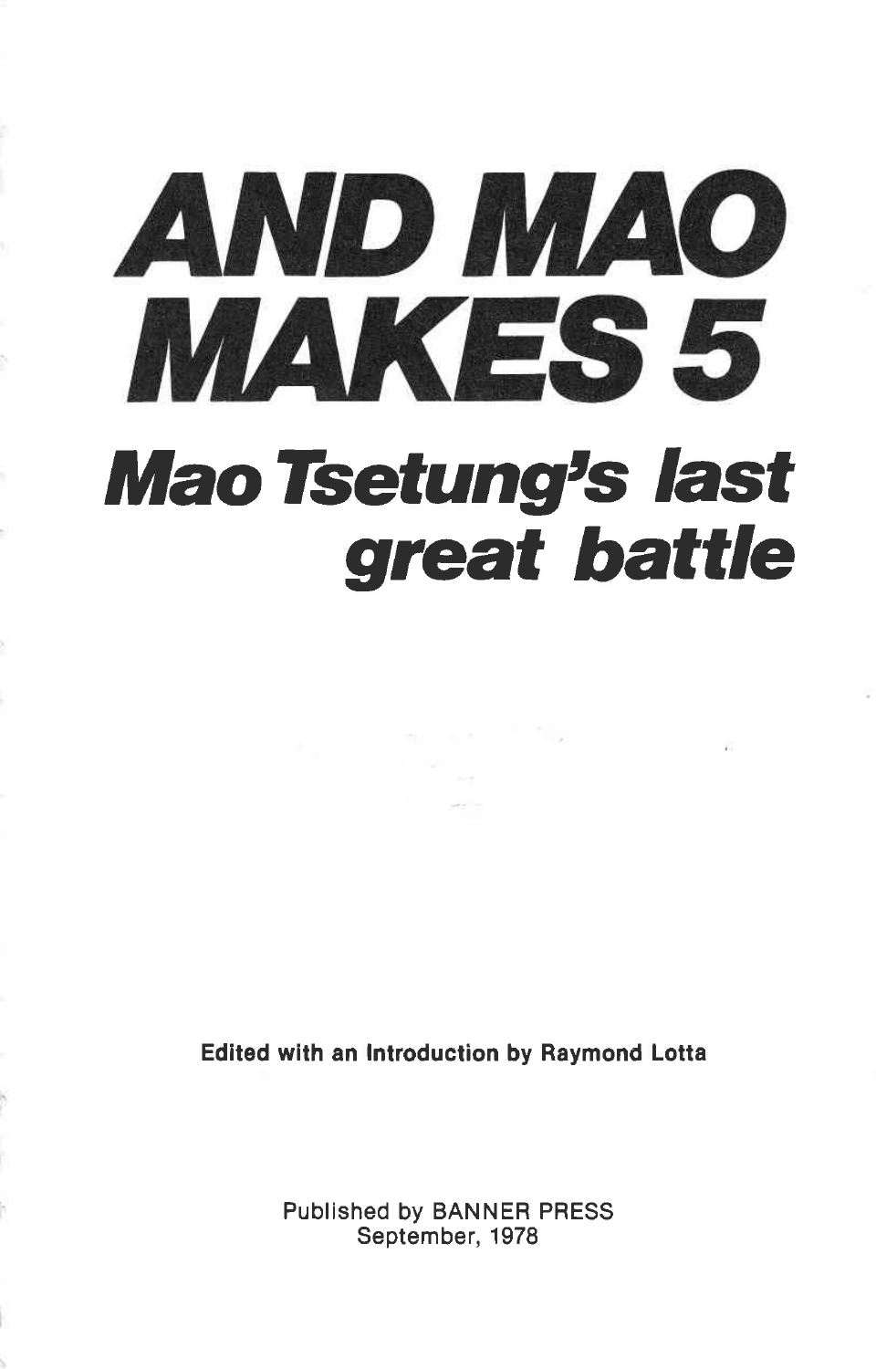# AND MAO MAKES 5

## *Mao Tsetung's last great battle*

**Edited with an Introduction by Raymond Lotta**

Published by BANNER PRESS
September, 1978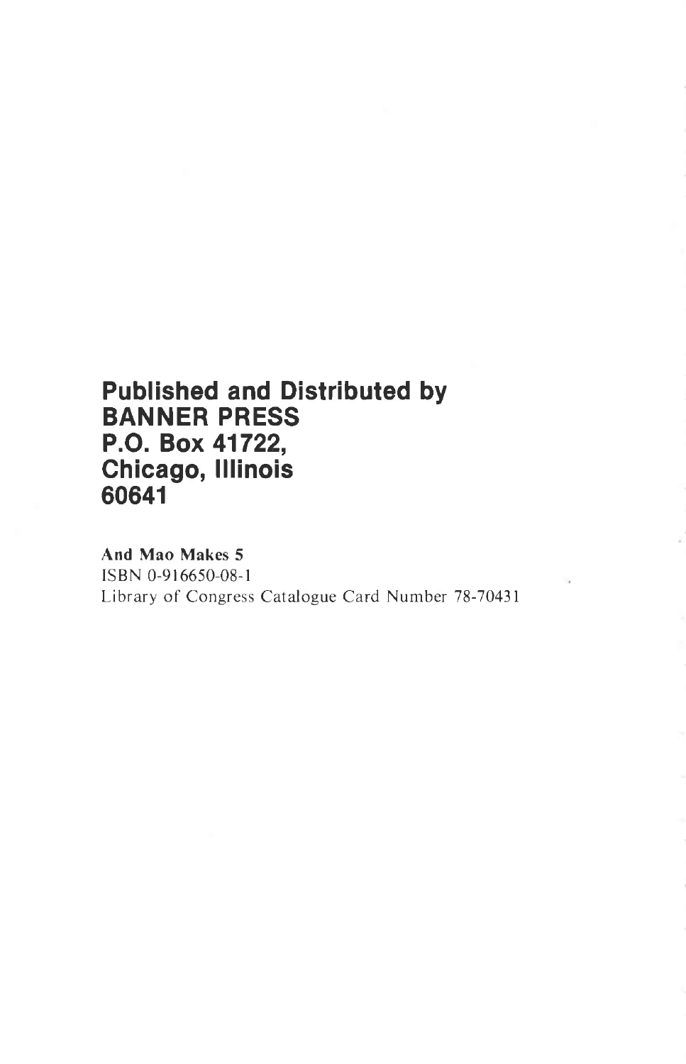**Published and Distributed by**
**BANNER PRESS**
**P.O. Box 41722,**
**Chicago, Illinois**
**60641**

**And Mao Makes 5**
ISBN 0-916650-08-1
Library of Congress Catalogue Card Number 78-70431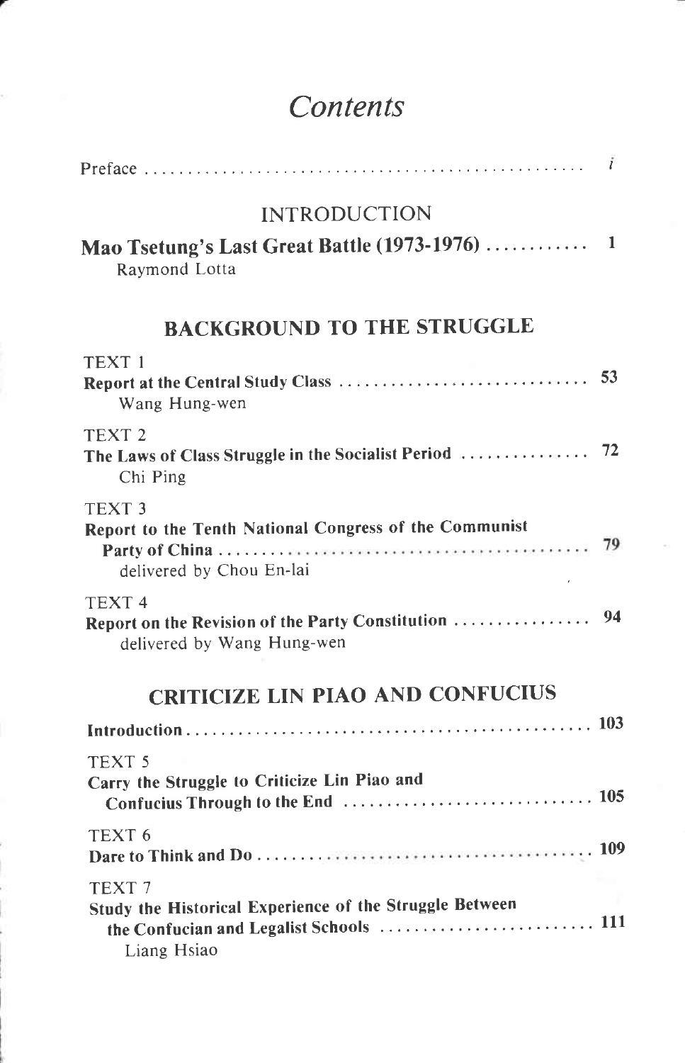# *Contents*

Preface ..................................................... i

## INTRODUCTION

**Mao Tsetung's Last Great Battle (1973-1976)** ............ 1
Raymond Lotta

## BACKGROUND TO THE STRUGGLE

TEXT 1
**Report at the Central Study Class** ............................ 53
Wang Hung-wen

TEXT 2
**The Laws of Class Struggle in the Socialist Period** .............. 72
Chi Ping

TEXT 3
**Report to the Tenth National Congress of the Communist Party of China** ........................................... 79
delivered by Chou En-lai

TEXT 4
**Report on the Revision of the Party Constitution** ............... 94
delivered by Wang Hung-wen

## CRITICIZE LIN PIAO AND CONFUCIUS

**Introduction** ............................................... 103

TEXT 5
**Carry the Struggle to Criticize Lin Piao and Confucius Through to the End** ............................ 105

TEXT 6
**Dare to Think and Do** ........................................ 109

TEXT 7
**Study the Historical Experience of the Struggle Between the Confucian and Legalist Schools** ........................ 111
Liang Hsiao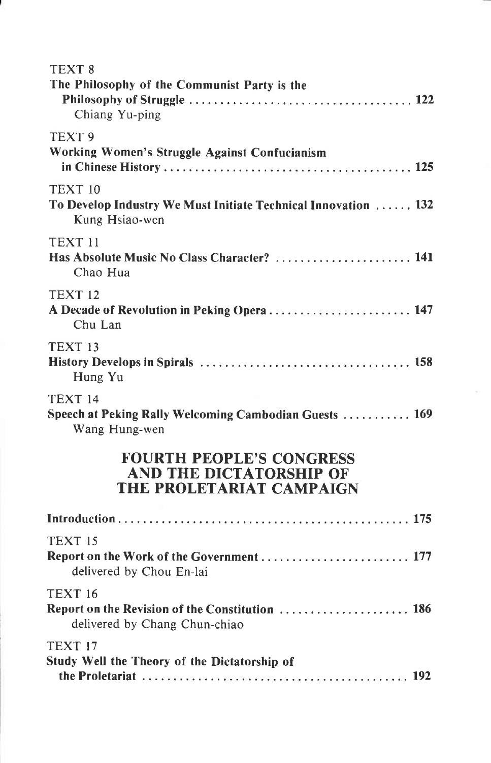TEXT 8
**The Philosophy of the Communist Party is the Philosophy of Struggle** ...... **122**
Chiang Yu-ping

TEXT 9
**Working Women's Struggle Against Confucianism in Chinese History** ...... **125**

TEXT 10
**To Develop Industry We Must Initiate Technical Innovation** ...... **132**
Kung Hsiao-wen

TEXT 11
**Has Absolute Music No Class Character?** ...... **141**
Chao Hua

TEXT 12
**A Decade of Revolution in Peking Opera** ...... **147**
Chu Lan

TEXT 13
**History Develops in Spirals** ...... **158**
Hung Yu

TEXT 14
**Speech at Peking Rally Welcoming Cambodian Guests** ...... **169**
Wang Hung-wen

## FOURTH PEOPLE'S CONGRESS AND THE DICTATORSHIP OF THE PROLETARIAT CAMPAIGN

**Introduction** ...... **175**

TEXT 15
**Report on the Work of the Government** ...... **177**
delivered by Chou En-lai

TEXT 16
**Report on the Revision of the Constitution** ...... **186**
delivered by Chang Chun-chiao

TEXT 17
**Study Well the Theory of the Dictatorship of the Proletariat** ...... **192**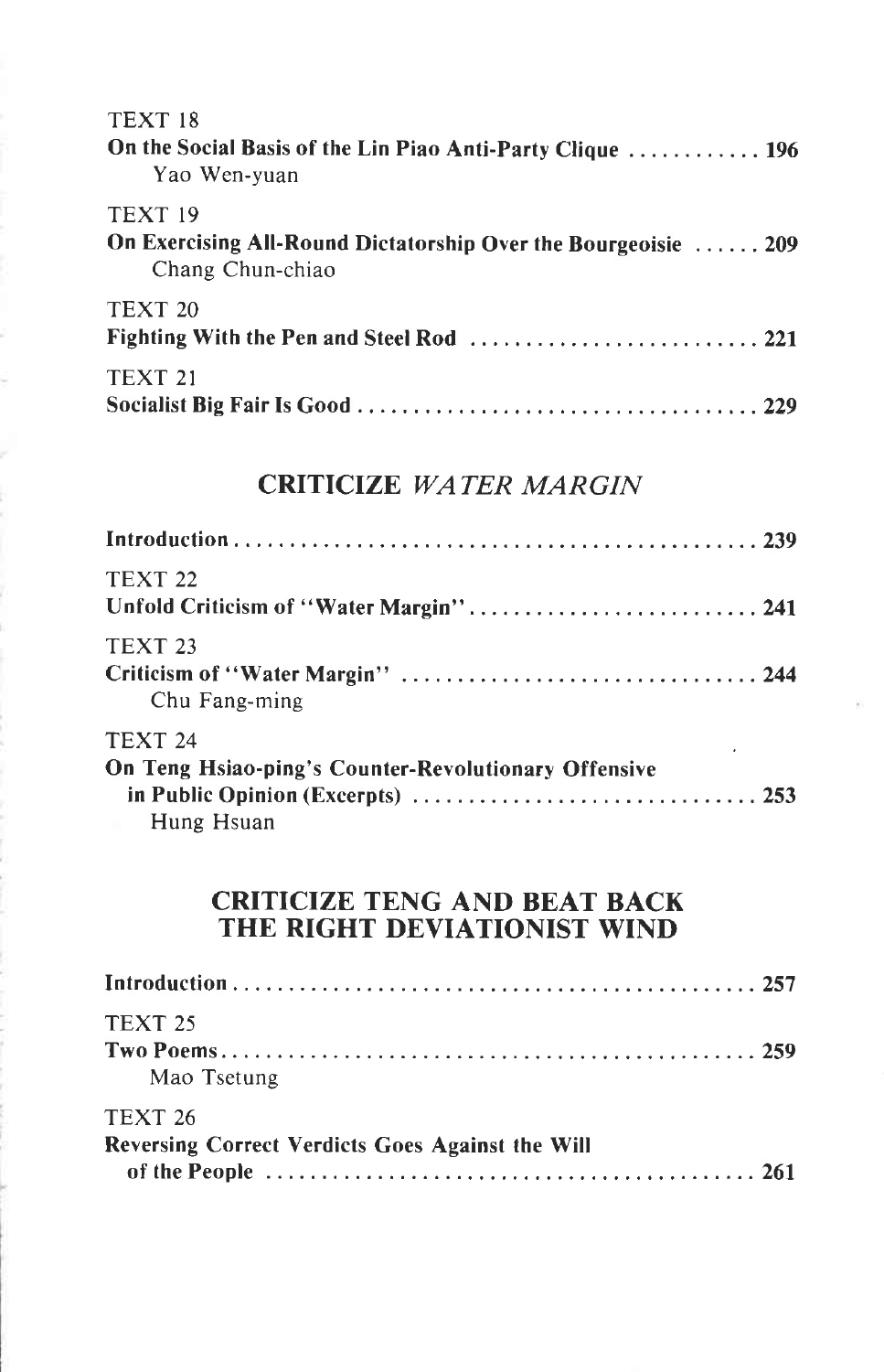TEXT 18
**On the Social Basis of the Lin Piao Anti-Party Clique ............ 196**
Yao Wen-yuan

TEXT 19
**On Exercising All-Round Dictatorship Over the Bourgeoisie ...... 209**
Chang Chun-chiao

TEXT 20
**Fighting With the Pen and Steel Rod .......................... 221**

TEXT 21
**Socialist Big Fair Is Good .................................... 229**

## CRITICIZE *WATER MARGIN*

**Introduction ................................................ 239**

TEXT 22
**Unfold Criticism of "Water Margin" .......................... 241**

TEXT 23
**Criticism of "Water Margin" ................................ 244**
Chu Fang-ming

TEXT 24
**On Teng Hsiao-ping's Counter-Revolutionary Offensive in Public Opinion (Excerpts) .............................. 253**
Hung Hsuan

## CRITICIZE TENG AND BEAT BACK THE RIGHT DEVIATIONIST WIND

**Introduction ................................................ 257**

TEXT 25
**Two Poems .................................................. 259**
Mao Tsetung

TEXT 26
**Reversing Correct Verdicts Goes Against the Will of the People ............................................. 261**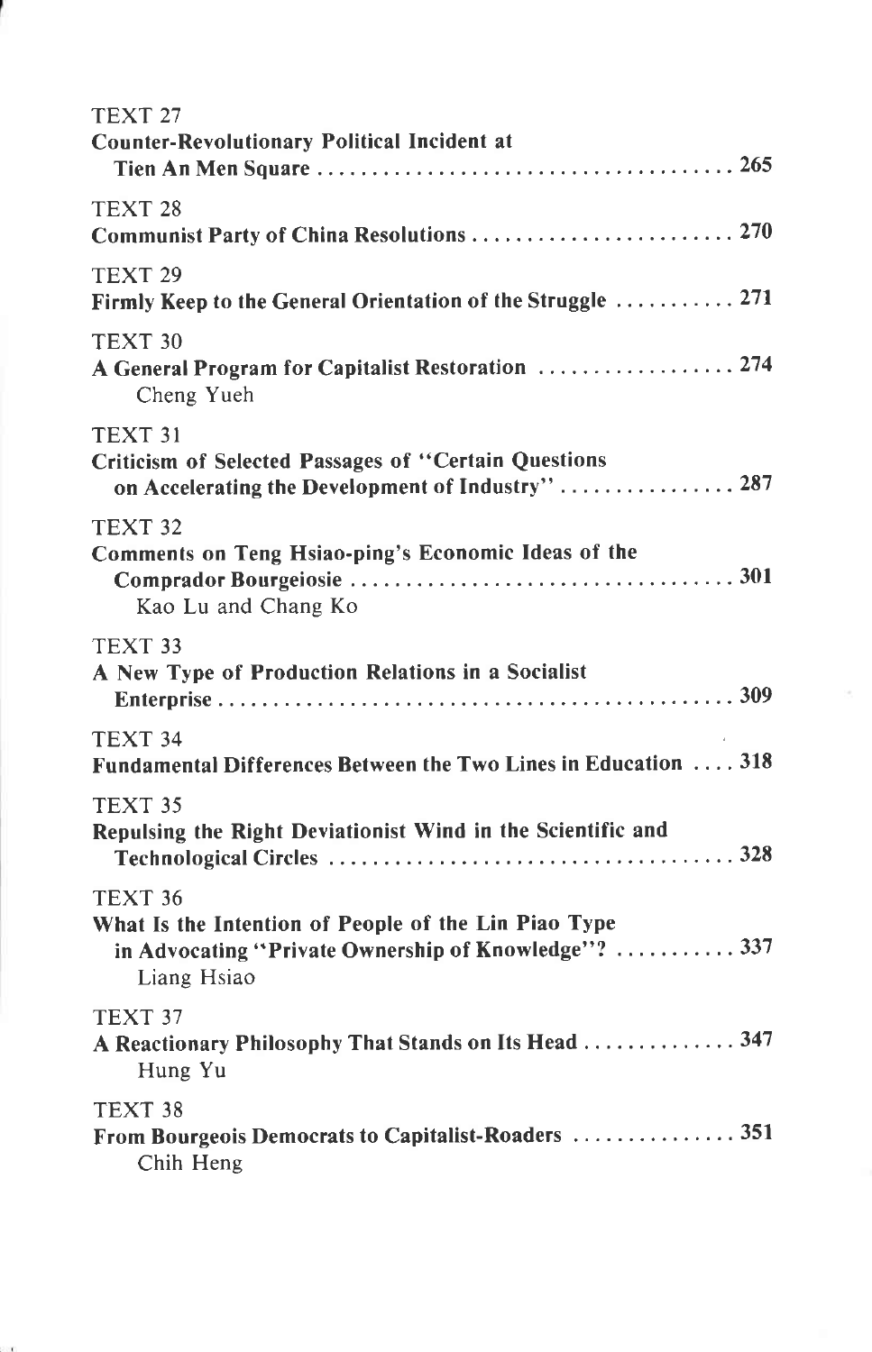TEXT 27
**Counter-Revolutionary Political Incident at Tien An Men Square** .......... 265

TEXT 28
**Communist Party of China Resolutions** .......... 270

TEXT 29
**Firmly Keep to the General Orientation of the Struggle** .......... 271

TEXT 30
**A General Program for Capitalist Restoration** .......... 274
Cheng Yueh

TEXT 31
**Criticism of Selected Passages of "Certain Questions on Accelerating the Development of Industry"** .......... 287

TEXT 32
**Comments on Teng Hsiao-ping's Economic Ideas of the Comprador Bourgeiosie** .......... 301
Kao Lu and Chang Ko

TEXT 33
**A New Type of Production Relations in a Socialist Enterprise** .......... 309

TEXT 34
**Fundamental Differences Between the Two Lines in Education** .... 318

TEXT 35
**Repulsing the Right Deviationist Wind in the Scientific and Technological Circles** .......... 328

TEXT 36
**What Is the Intention of People of the Lin Piao Type in Advocating "Private Ownership of Knowledge"?** .......... 337
Liang Hsiao

TEXT 37
**A Reactionary Philosophy That Stands on Its Head** .......... 347
Hung Yu

TEXT 38
**From Bourgeois Democrats to Capitalist-Roaders** .......... 351
Chih Heng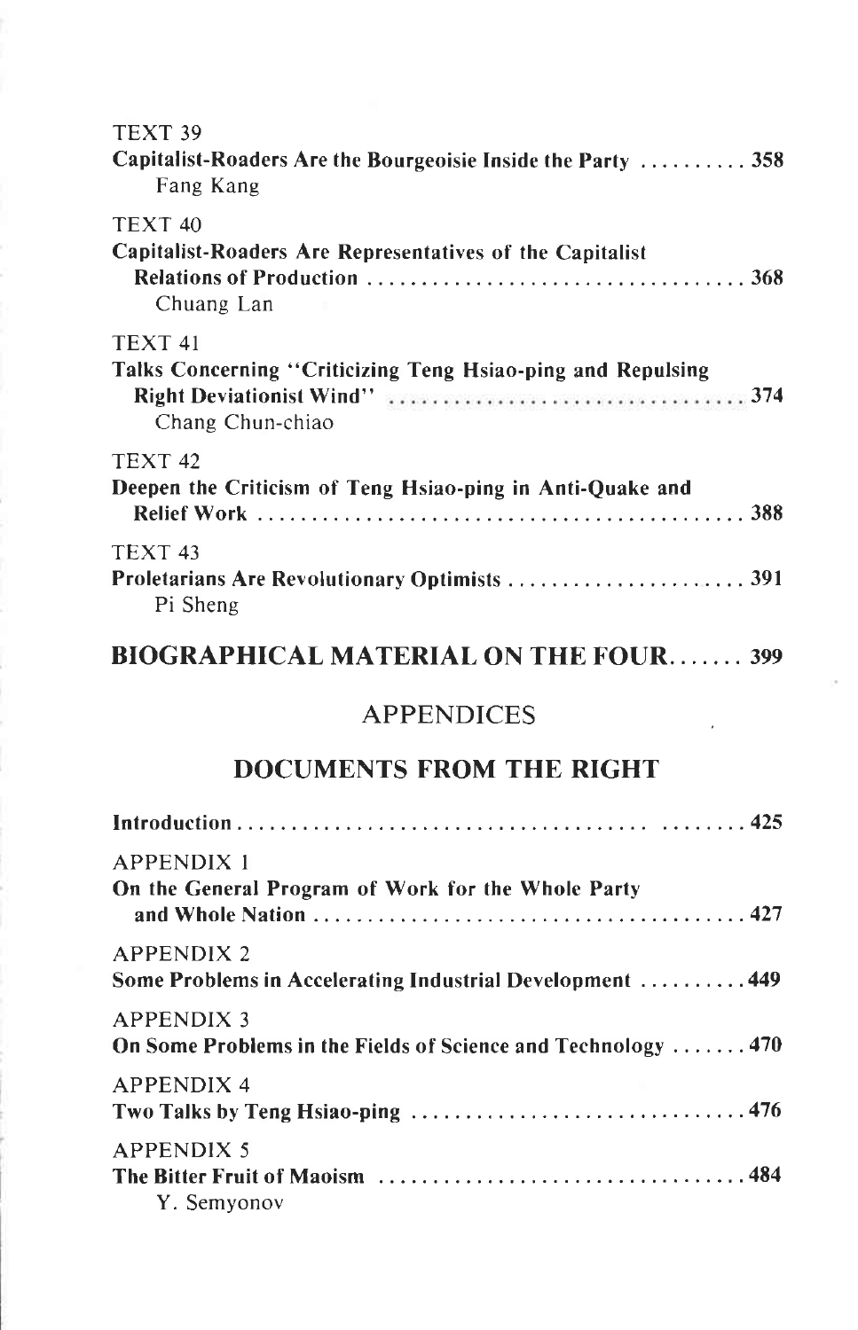TEXT 39

**Capitalist-Roaders Are the Bourgeoisie Inside the Party .......... 358**
Fang Kang

TEXT 40

**Capitalist-Roaders Are Representatives of the Capitalist Relations of Production .................................. 368**
Chuang Lan

TEXT 41

**Talks Concerning "Criticizing Teng Hsiao-ping and Repulsing Right Deviationist Wind" .................................. 374**
Chang Chun-chiao

TEXT 42

**Deepen the Criticism of Teng Hsiao-ping in Anti-Quake and Relief Work ............................................ 388**

TEXT 43

**Proletarians Are Revolutionary Optimists ...................... 391**
Pi Sheng

## BIOGRAPHICAL MATERIAL ON THE FOUR....... 399

## APPENDICES

## DOCUMENTS FROM THE RIGHT

**Introduction .................................................. 425**

APPENDIX 1

**On the General Program of Work for the Whole Party and Whole Nation ........................................ 427**

APPENDIX 2

**Some Problems in Accelerating Industrial Development .......... 449**

APPENDIX 3

**On Some Problems in the Fields of Science and Technology ....... 470**

APPENDIX 4

**Two Talks by Teng Hsiao-ping ............................... 476**

APPENDIX 5

**The Bitter Fruit of Maoism .................................. 484**
Y. Semyonov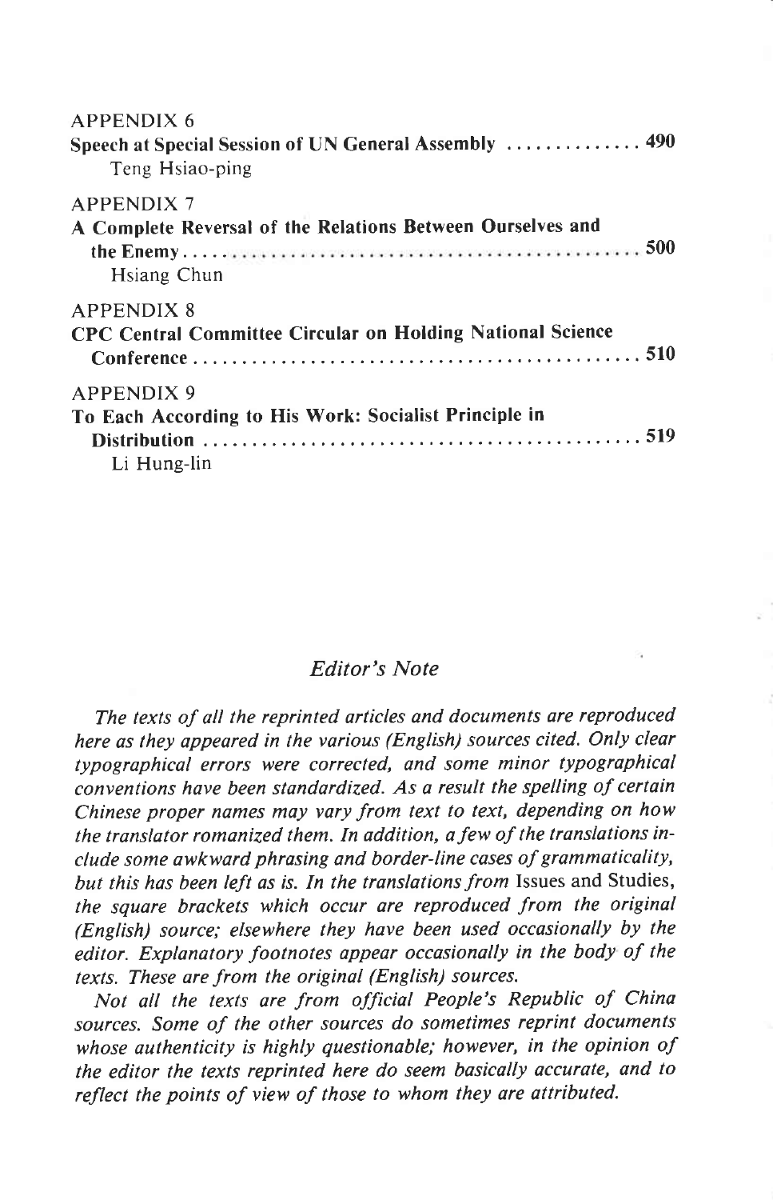APPENDIX 6
**Speech at Special Session of UN General Assembly .............. 490**
Teng Hsiao-ping

APPENDIX 7
**A Complete Reversal of the Relations Between Ourselves and the Enemy ............................................. 500**
Hsiang Chun

APPENDIX 8
**CPC Central Committee Circular on Holding National Science Conference ............................................. 510**

APPENDIX 9
**To Each According to His Work: Socialist Principle in Distribution ............................................. 519**
Li Hung-lin

## *Editor's Note*

*The texts of all the reprinted articles and documents are reproduced here as they appeared in the various (English) sources cited. Only clear typographical errors were corrected, and some minor typographical conventions have been standardized. As a result the spelling of certain Chinese proper names may vary from text to text, depending on how the translator romanized them. In addition, a few of the translations include some awkward phrasing and border-line cases of grammaticality, but this has been left as is. In the translations from* Issues and Studies, *the square brackets which occur are reproduced from the original (English) source; elsewhere they have been used occasionally by the editor. Explanatory footnotes appear occasionally in the body of the texts. These are from the original (English) sources.*

*Not all the texts are from official People's Republic of China sources. Some of the other sources do sometimes reprint documents whose authenticity is highly questionable; however, in the opinion of the editor the texts reprinted here do seem basically accurate, and to reflect the points of view of those to whom they are attributed.*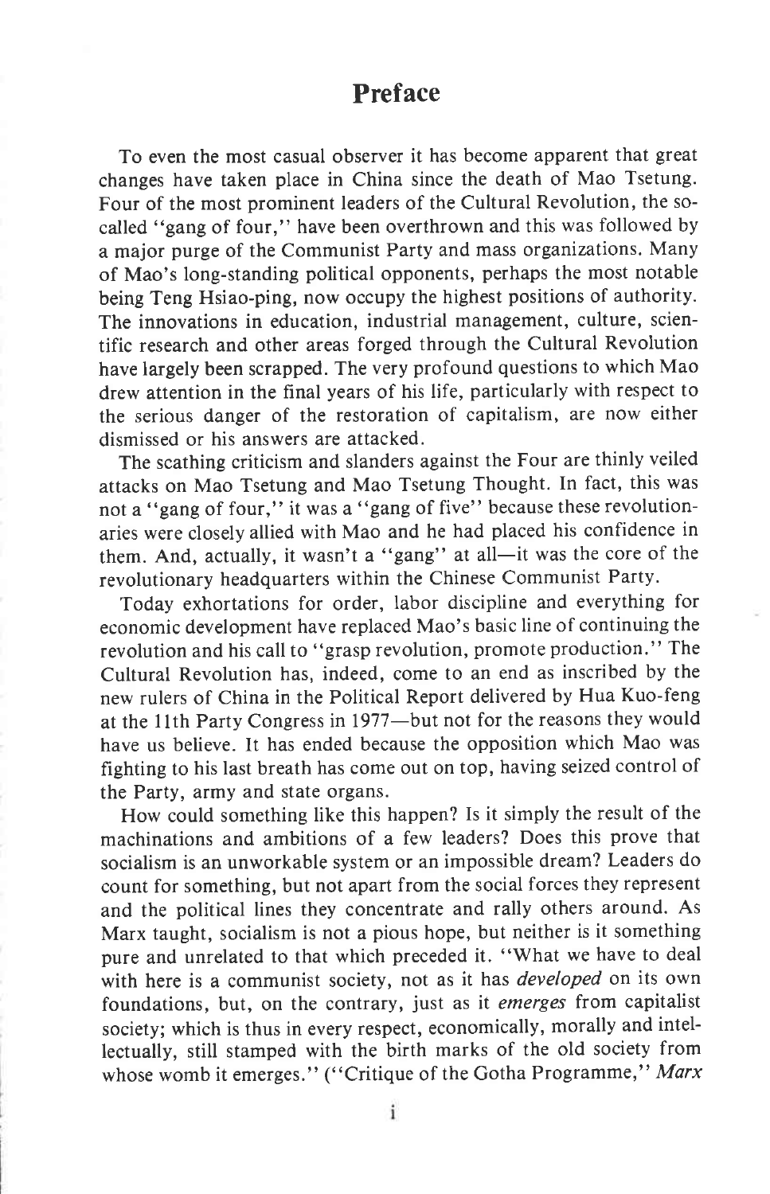# Preface

To even the most casual observer it has become apparent that great changes have taken place in China since the death of Mao Tsetung. Four of the most prominent leaders of the Cultural Revolution, the so-called "gang of four," have been overthrown and this was followed by a major purge of the Communist Party and mass organizations. Many of Mao's long-standing political opponents, perhaps the most notable being Teng Hsiao-ping, now occupy the highest positions of authority. The innovations in education, industrial management, culture, scientific research and other areas forged through the Cultural Revolution have largely been scrapped. The very profound questions to which Mao drew attention in the final years of his life, particularly with respect to the serious danger of the restoration of capitalism, are now either dismissed or his answers are attacked.

The scathing criticism and slanders against the Four are thinly veiled attacks on Mao Tsetung and Mao Tsetung Thought. In fact, this was not a "gang of four," it was a "gang of five" because these revolutionaries were closely allied with Mao and he had placed his confidence in them. And, actually, it wasn't a "gang" at all—it was the core of the revolutionary headquarters within the Chinese Communist Party.

Today exhortations for order, labor discipline and everything for economic development have replaced Mao's basic line of continuing the revolution and his call to "grasp revolution, promote production." The Cultural Revolution has, indeed, come to an end as inscribed by the new rulers of China in the Political Report delivered by Hua Kuo-feng at the 11th Party Congress in 1977—but not for the reasons they would have us believe. It has ended because the opposition which Mao was fighting to his last breath has come out on top, having seized control of the Party, army and state organs.

How could something like this happen? Is it simply the result of the machinations and ambitions of a few leaders? Does this prove that socialism is an unworkable system or an impossible dream? Leaders do count for something, but not apart from the social forces they represent and the political lines they concentrate and rally others around. As Marx taught, socialism is not a pious hope, but neither is it something pure and unrelated to that which preceded it. "What we have to deal with here is a communist society, not as it has *developed* on its own foundations, but, on the contrary, just as it *emerges* from capitalist society; which is thus in every respect, economically, morally and intellectually, still stamped with the birth marks of the old society from whose womb it emerges." ("Critique of the Gotha Programme," *Marx*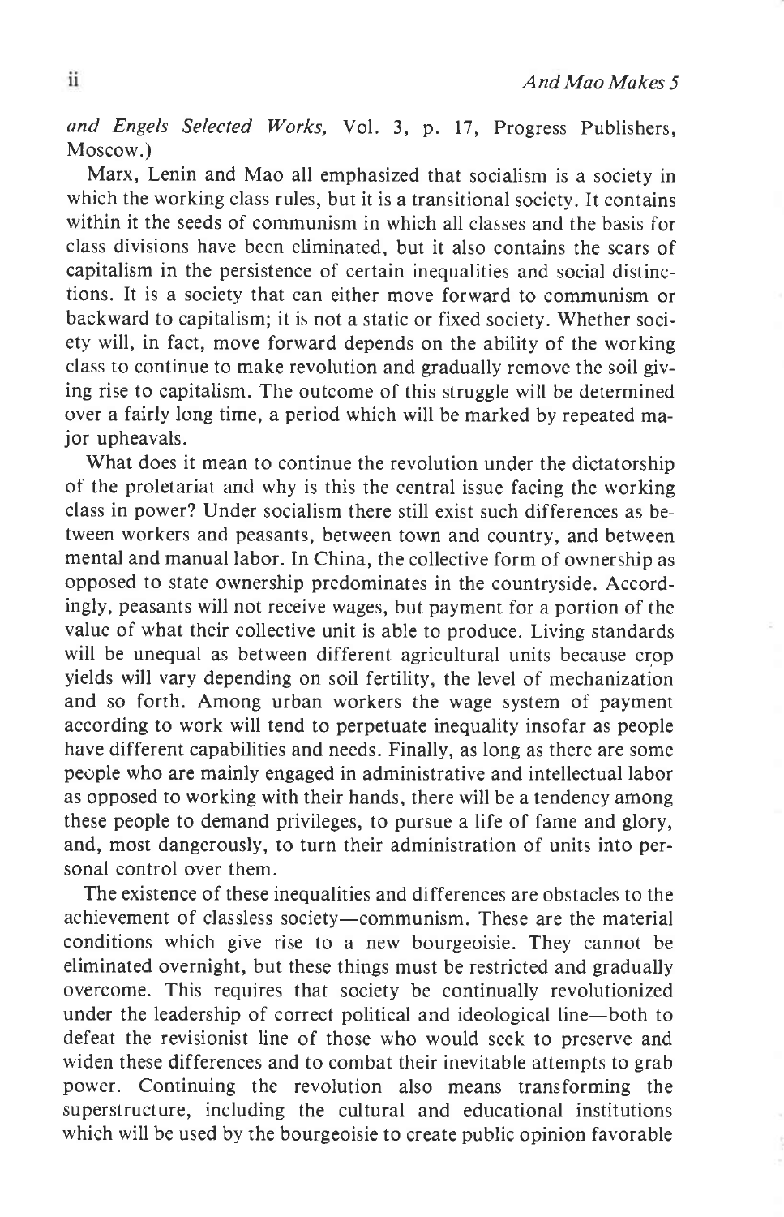*and Engels Selected Works,* Vol. 3, p. 17, Progress Publishers, Moscow.)

Marx, Lenin and Mao all emphasized that socialism is a society in which the working class rules, but it is a transitional society. It contains within it the seeds of communism in which all classes and the basis for class divisions have been eliminated, but it also contains the scars of capitalism in the persistence of certain inequalities and social distinctions. It is a society that can either move forward to communism or backward to capitalism; it is not a static or fixed society. Whether society will, in fact, move forward depends on the ability of the working class to continue to make revolution and gradually remove the soil giving rise to capitalism. The outcome of this struggle will be determined over a fairly long time, a period which will be marked by repeated major upheavals.

What does it mean to continue the revolution under the dictatorship of the proletariat and why is this the central issue facing the working class in power? Under socialism there still exist such differences as between workers and peasants, between town and country, and between mental and manual labor. In China, the collective form of ownership as opposed to state ownership predominates in the countryside. Accordingly, peasants will not receive wages, but payment for a portion of the value of what their collective unit is able to produce. Living standards will be unequal as between different agricultural units because crop yields will vary depending on soil fertility, the level of mechanization and so forth. Among urban workers the wage system of payment according to work will tend to perpetuate inequality insofar as people have different capabilities and needs. Finally, as long as there are some people who are mainly engaged in administrative and intellectual labor as opposed to working with their hands, there will be a tendency among these people to demand privileges, to pursue a life of fame and glory, and, most dangerously, to turn their administration of units into personal control over them.

The existence of these inequalities and differences are obstacles to the achievement of classless society—communism. These are the material conditions which give rise to a new bourgeoisie. They cannot be eliminated overnight, but these things must be restricted and gradually overcome. This requires that society be continually revolutionized under the leadership of correct political and ideological line—both to defeat the revisionist line of those who would seek to preserve and widen these differences and to combat their inevitable attempts to grab power. Continuing the revolution also means transforming the superstructure, including the cultural and educational institutions which will be used by the bourgeoisie to create public opinion favorable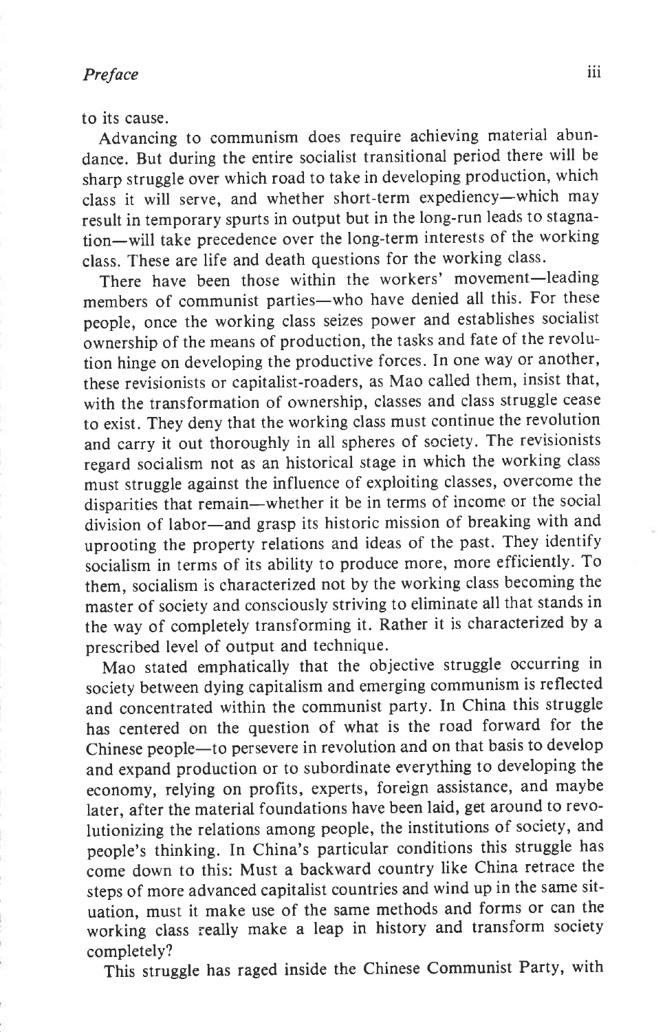to its cause.

Advancing to communism does require achieving material abundance. But during the entire socialist transitional period there will be sharp struggle over which road to take in developing production, which class it will serve, and whether short-term expediency—which may result in temporary spurts in output but in the long-run leads to stagnation—will take precedence over the long-term interests of the working class. These are life and death questions for the working class.

There have been those within the workers' movement—leading members of communist parties—who have denied all this. For these people, once the working class seizes power and establishes socialist ownership of the means of production, the tasks and fate of the revolution hinge on developing the productive forces. In one way or another, these revisionists or capitalist-roaders, as Mao called them, insist that, with the transformation of ownership, classes and class struggle cease to exist. They deny that the working class must continue the revolution and carry it out thoroughly in all spheres of society. The revisionists regard socialism not as an historical stage in which the working class must struggle against the influence of exploiting classes, overcome the disparities that remain—whether it be in terms of income or the social division of labor—and grasp its historic mission of breaking with and uprooting the property relations and ideas of the past. They identify socialism in terms of its ability to produce more, more efficiently. To them, socialism is characterized not by the working class becoming the master of society and consciously striving to eliminate all that stands in the way of completely transforming it. Rather it is characterized by a prescribed level of output and technique.

Mao stated emphatically that the objective struggle occurring in society between dying capitalism and emerging communism is reflected and concentrated within the communist party. In China this struggle has centered on the question of what is the road forward for the Chinese people—to persevere in revolution and on that basis to develop and expand production or to subordinate everything to developing the economy, relying on profits, experts, foreign assistance, and maybe later, after the material foundations have been laid, get around to revolutionizing the relations among people, the institutions of society, and people's thinking. In China's particular conditions this struggle has come down to this: Must a backward country like China retrace the steps of more advanced capitalist countries and wind up in the same situation, must it make use of the same methods and forms or can the working class really make a leap in history and transform society completely?

This struggle has raged inside the Chinese Communist Party, with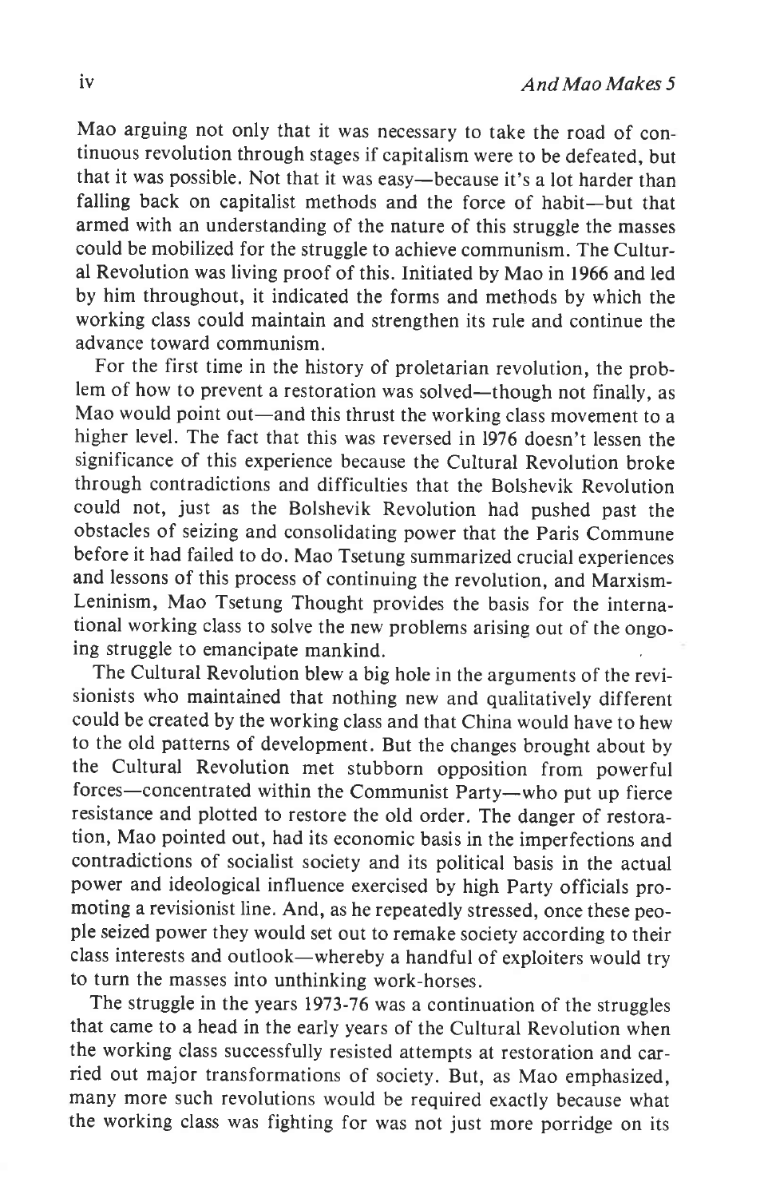Mao arguing not only that it was necessary to take the road of continuous revolution through stages if capitalism were to be defeated, but that it was possible. Not that it was easy—because it's a lot harder than falling back on capitalist methods and the force of habit—but that armed with an understanding of the nature of this struggle the masses could be mobilized for the struggle to achieve communism. The Cultural Revolution was living proof of this. Initiated by Mao in 1966 and led by him throughout, it indicated the forms and methods by which the working class could maintain and strengthen its rule and continue the advance toward communism.

For the first time in the history of proletarian revolution, the problem of how to prevent a restoration was solved—though not finally, as Mao would point out—and this thrust the working class movement to a higher level. The fact that this was reversed in 1976 doesn't lessen the significance of this experience because the Cultural Revolution broke through contradictions and difficulties that the Bolshevik Revolution could not, just as the Bolshevik Revolution had pushed past the obstacles of seizing and consolidating power that the Paris Commune before it had failed to do. Mao Tsetung summarized crucial experiences and lessons of this process of continuing the revolution, and Marxism-Leninism, Mao Tsetung Thought provides the basis for the international working class to solve the new problems arising out of the ongoing struggle to emancipate mankind.

The Cultural Revolution blew a big hole in the arguments of the revisionists who maintained that nothing new and qualitatively different could be created by the working class and that China would have to hew to the old patterns of development. But the changes brought about by the Cultural Revolution met stubborn opposition from powerful forces—concentrated within the Communist Party—who put up fierce resistance and plotted to restore the old order. The danger of restoration, Mao pointed out, had its economic basis in the imperfections and contradictions of socialist society and its political basis in the actual power and ideological influence exercised by high Party officials promoting a revisionist line. And, as he repeatedly stressed, once these people seized power they would set out to remake society according to their class interests and outlook—whereby a handful of exploiters would try to turn the masses into unthinking work-horses.

The struggle in the years 1973-76 was a continuation of the struggles that came to a head in the early years of the Cultural Revolution when the working class successfully resisted attempts at restoration and carried out major transformations of society. But, as Mao emphasized, many more such revolutions would be required exactly because what the working class was fighting for was not just more porridge on its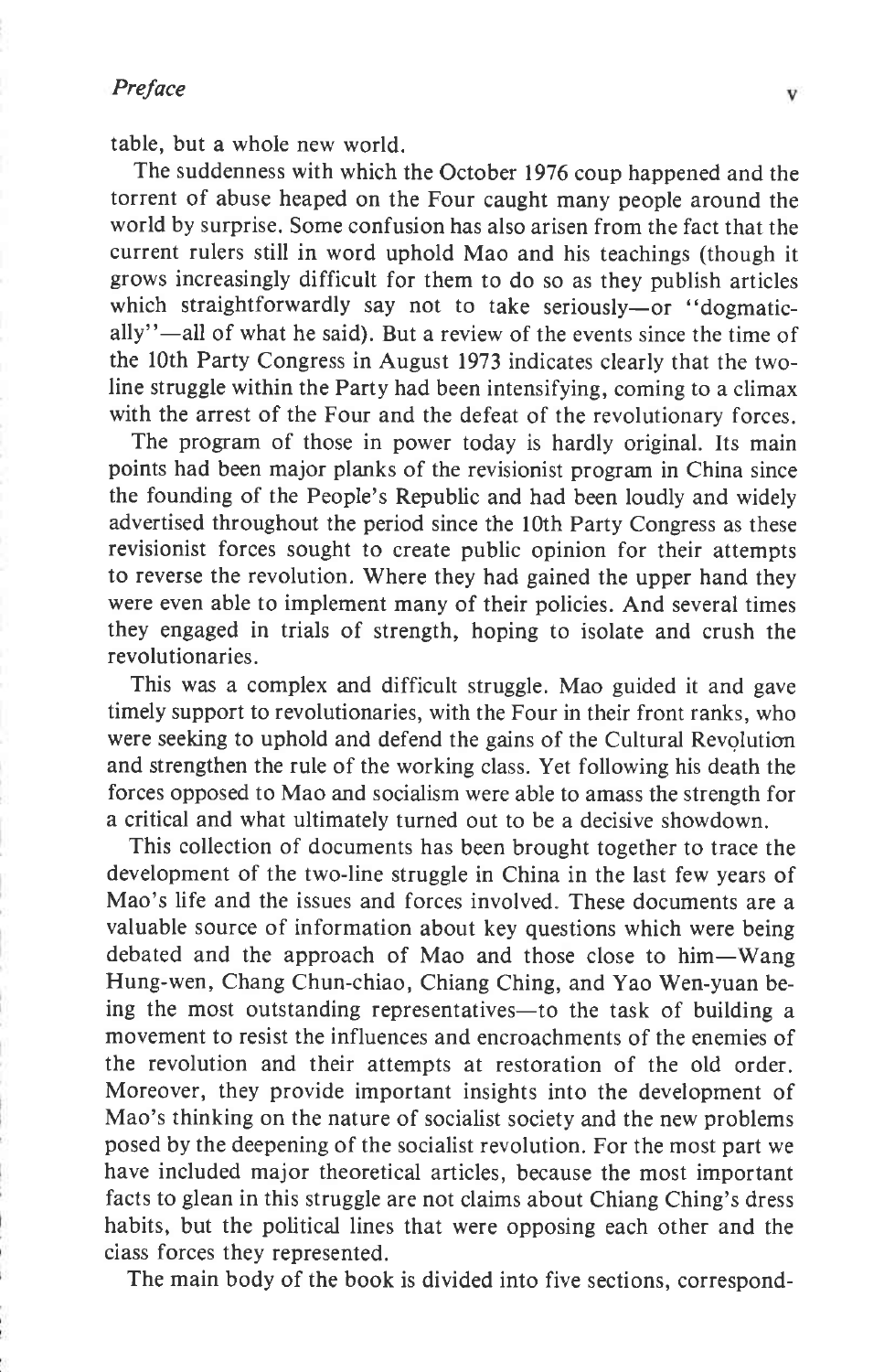table, but a whole new world.

The suddenness with which the October 1976 coup happened and the torrent of abuse heaped on the Four caught many people around the world by surprise. Some confusion has also arisen from the fact that the current rulers still in word uphold Mao and his teachings (though it grows increasingly difficult for them to do so as they publish articles which straightforwardly say not to take seriously—or "dogmatically"—all of what he said). But a review of the events since the time of the 10th Party Congress in August 1973 indicates clearly that the two-line struggle within the Party had been intensifying, coming to a climax with the arrest of the Four and the defeat of the revolutionary forces.

The program of those in power today is hardly original. Its main points had been major planks of the revisionist program in China since the founding of the People's Republic and had been loudly and widely advertised throughout the period since the 10th Party Congress as these revisionist forces sought to create public opinion for their attempts to reverse the revolution. Where they had gained the upper hand they were even able to implement many of their policies. And several times they engaged in trials of strength, hoping to isolate and crush the revolutionaries.

This was a complex and difficult struggle. Mao guided it and gave timely support to revolutionaries, with the Four in their front ranks, who were seeking to uphold and defend the gains of the Cultural Revolution and strengthen the rule of the working class. Yet following his death the forces opposed to Mao and socialism were able to amass the strength for a critical and what ultimately turned out to be a decisive showdown.

This collection of documents has been brought together to trace the development of the two-line struggle in China in the last few years of Mao's life and the issues and forces involved. These documents are a valuable source of information about key questions which were being debated and the approach of Mao and those close to him—Wang Hung-wen, Chang Chun-chiao, Chiang Ching, and Yao Wen-yuan being the most outstanding representatives—to the task of building a movement to resist the influences and encroachments of the enemies of the revolution and their attempts at restoration of the old order. Moreover, they provide important insights into the development of Mao's thinking on the nature of socialist society and the new problems posed by the deepening of the socialist revolution. For the most part we have included major theoretical articles, because the most important facts to glean in this struggle are not claims about Chiang Ching's dress habits, but the political lines that were opposing each other and the class forces they represented.

The main body of the book is divided into five sections, correspond-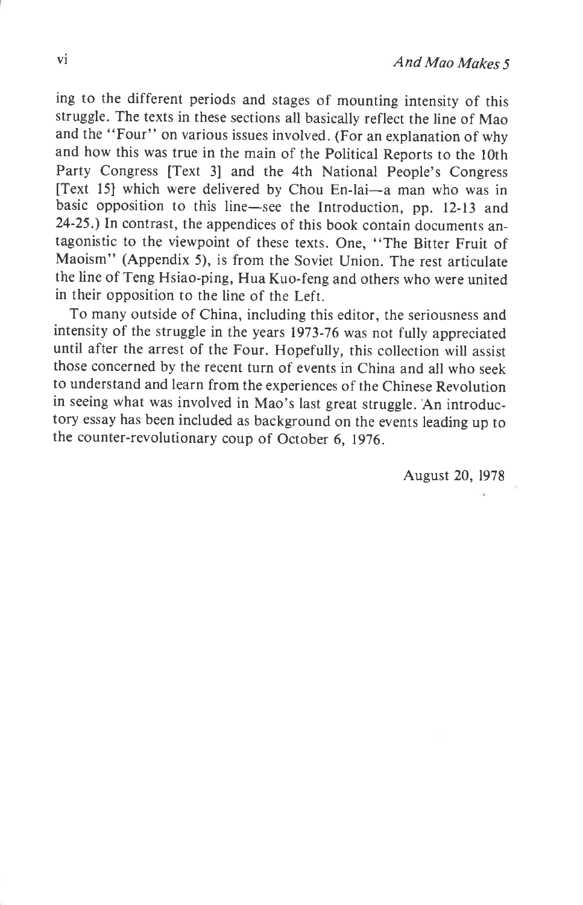ing to the different periods and stages of mounting intensity of this struggle. The texts in these sections all basically reflect the line of Mao and the "Four" on various issues involved. (For an explanation of why and how this was true in the main of the Political Reports to the 10th Party Congress [Text 3] and the 4th National People's Congress [Text 15] which were delivered by Chou En-lai—a man who was in basic opposition to this line—see the Introduction, pp. 12-13 and 24-25.) In contrast, the appendices of this book contain documents antagonistic to the viewpoint of these texts. One, "The Bitter Fruit of Maoism" (Appendix 5), is from the Soviet Union. The rest articulate the line of Teng Hsiao-ping, Hua Kuo-feng and others who were united in their opposition to the line of the Left.

To many outside of China, including this editor, the seriousness and intensity of the struggle in the years 1973-76 was not fully appreciated until after the arrest of the Four. Hopefully, this collection will assist those concerned by the recent turn of events in China and all who seek to understand and learn from the experiences of the Chinese Revolution in seeing what was involved in Mao's last great struggle. An introductory essay has been included as background on the events leading up to the counter-revolutionary coup of October 6, 1976.

August 20, 1978